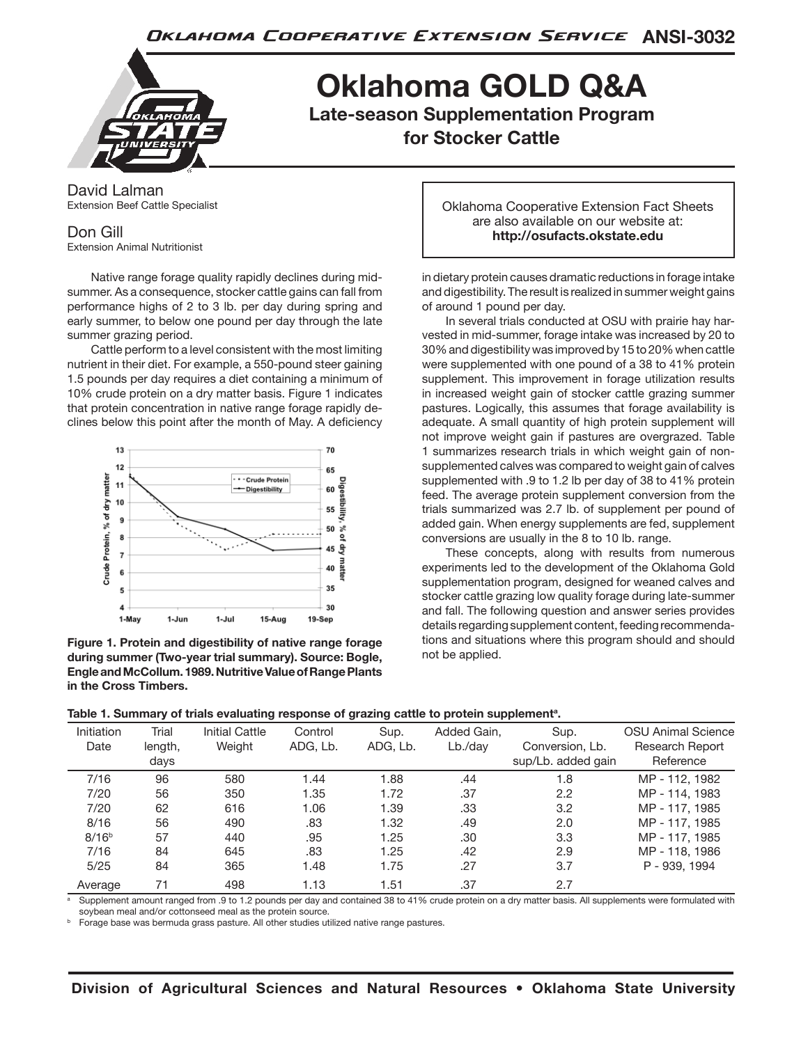Oklahoma Cooperative Extension Service ANSI-3032

# Oklahoma GOLD Q&A

## Late-season Supplementation Program for Stocker Cattle

David Lalman
Extension Beef Cattle Specialist

Don Gill
Extension Animal Nutritionist

Oklahoma Cooperative Extension Fact Sheets are also available on our website at: **http://osufacts.okstate.edu**

Native range forage quality rapidly declines during midsummer. As a consequence, stocker cattle gains can fall from performance highs of 2 to 3 lb. per day during spring and early summer, to below one pound per day through the late summer grazing period.

Cattle perform to a level consistent with the most limiting nutrient in their diet. For example, a 550-pound steer gaining 1.5 pounds per day requires a diet containing a minimum of 10% crude protein on a dry matter basis. Figure 1 indicates that protein concentration in native range forage rapidly declines below this point after the month of May. A deficiency in dietary protein causes dramatic reductions in forage intake and digestibility. The result is realized in summer weight gains of around 1 pound per day.

**Figure 1. Protein and digestibility of native range forage during summer (Two-year trial summary). Source: Bogle, Engle and McCollum. 1989. Nutritive Value of Range Plants in the Cross Timbers.**

In several trials conducted at OSU with prairie hay harvested in mid-summer, forage intake was increased by 20 to 30% and digestibility was improved by 15 to 20% when cattle were supplemented with one pound of a 38 to 41% protein supplement. This improvement in forage utilization results in increased weight gain of stocker cattle grazing summer pastures. Logically, this assumes that forage availability is adequate. A small quantity of high protein supplement will not improve weight gain if pastures are overgrazed. Table 1 summarizes research trials in which weight gain of non-supplemented calves was compared to weight gain of calves supplemented with .9 to 1.2 lb per day of 38 to 41% protein feed. The average protein supplement conversion from the trials summarized was 2.7 lb. of supplement per pound of added gain. When energy supplements are fed, supplement conversions are usually in the 8 to 10 lb. range.

These concepts, along with results from numerous experiments led to the development of the Oklahoma Gold supplementation program, designed for weaned calves and stocker cattle grazing low quality forage during late-summer and fall. The following question and answer series provides details regarding supplement content, feeding recommendations and situations where this program should and should not be applied.

**Table 1. Summary of trials evaluating response of grazing cattle to protein supplement[a].**

| Initiation Date | Trial length, days | Initial Cattle Weight | Control ADG, Lb. | Sup. ADG, Lb. | Added Gain, Lb./day | Sup. Conversion, Lb. sup/Lb. added gain | OSU Animal Science Research Report Reference |
|---|---|---|---|---|---|---|---|
| 7/16 | 96 | 580 | 1.44 | 1.88 | .44 | 1.8 | MP - 112, 1982 |
| 7/20 | 56 | 350 | 1.35 | 1.72 | .37 | 2.2 | MP - 114, 1983 |
| 7/20 | 62 | 616 | 1.06 | 1.39 | .33 | 3.2 | MP - 117, 1985 |
| 8/16 | 56 | 490 | .83 | 1.32 | .49 | 2.0 | MP - 117, 1985 |
| 8/16[b] | 57 | 440 | .95 | 1.25 | .30 | 3.3 | MP - 117, 1985 |
| 7/16 | 84 | 645 | .83 | 1.25 | .42 | 2.9 | MP - 118, 1986 |
| 5/25 | 84 | 365 | 1.48 | 1.75 | .27 | 3.7 | P - 939, 1994 |
| Average | 71 | 498 | 1.13 | 1.51 | .37 | 2.7 | |

[a] Supplement amount ranged from .9 to 1.2 pounds per day and contained 38 to 41% crude protein on a dry matter basis. All supplements were formulated with soybean meal and/or cottonseed meal as the protein source.

[b] Forage base was bermuda grass pasture. All other studies utilized native range pastures.

**Division of Agricultural Sciences and Natural Resources • Oklahoma State University**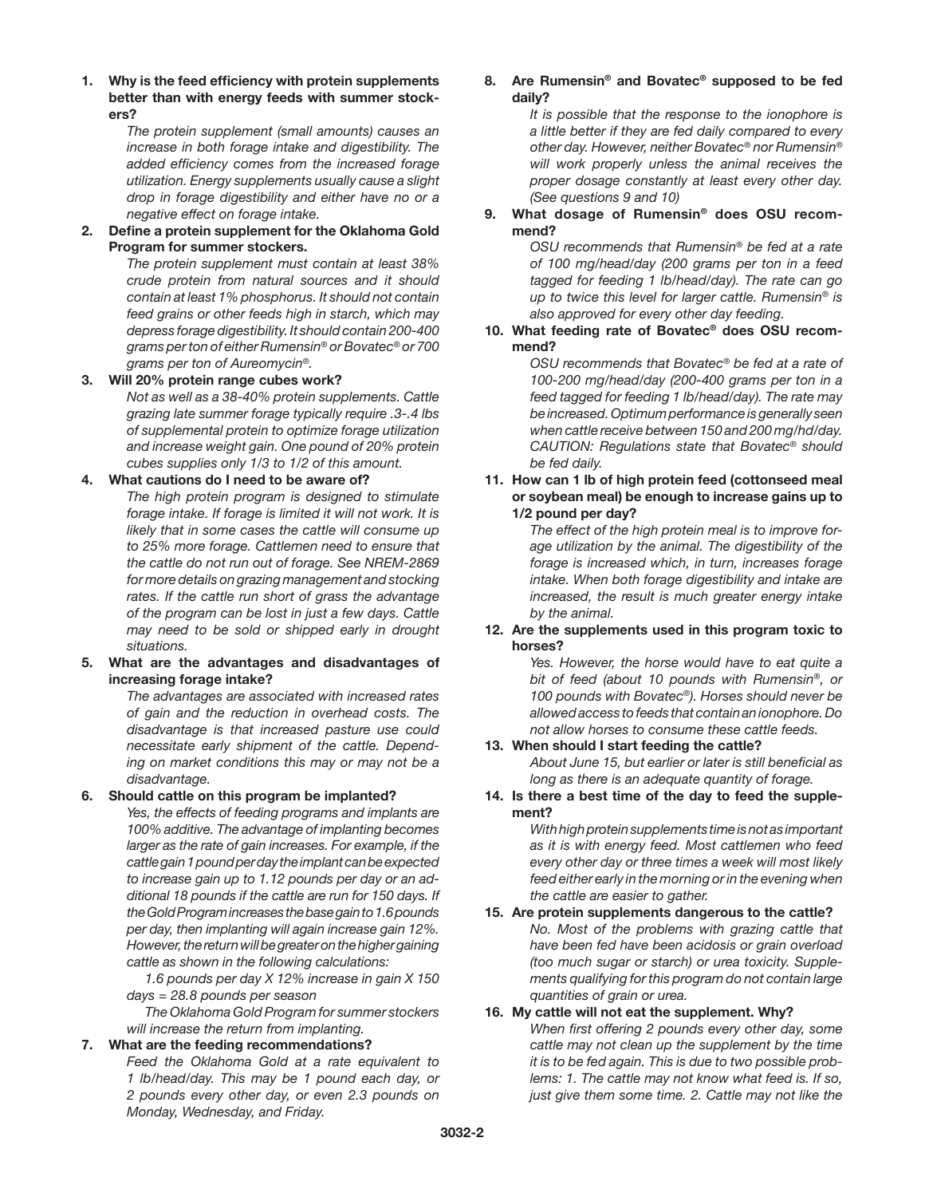**1. Why is the feed efficiency with protein supplements better than with energy feeds with summer stockers?**

*The protein supplement (small amounts) causes an increase in both forage intake and digestibility. The added efficiency comes from the increased forage utilization. Energy supplements usually cause a slight drop in forage digestibility and either have no or a negative effect on forage intake.*

**2. Define a protein supplement for the Oklahoma Gold Program for summer stockers.**

*The protein supplement must contain at least 38% crude protein from natural sources and it should contain at least 1% phosphorus. It should not contain feed grains or other feeds high in starch, which may depress forage digestibility. It should contain 200-400 grams per ton of either Rumensin® or Bovatec® or 700 grams per ton of Aureomycin®.*

**3. Will 20% protein range cubes work?**

*Not as well as a 38-40% protein supplements. Cattle grazing late summer forage typically require .3-.4 lbs of supplemental protein to optimize forage utilization and increase weight gain. One pound of 20% protein cubes supplies only 1/3 to 1/2 of this amount.*

**4. What cautions do I need to be aware of?**

*The high protein program is designed to stimulate forage intake. If forage is limited it will not work. It is likely that in some cases the cattle will consume up to 25% more forage. Cattlemen need to ensure that the cattle do not run out of forage. See NREM-2869 for more details on grazing management and stocking rates. If the cattle run short of grass the advantage of the program can be lost in just a few days. Cattle may need to be sold or shipped early in drought situations.*

**5. What are the advantages and disadvantages of increasing forage intake?**

*The advantages are associated with increased rates of gain and the reduction in overhead costs. The disadvantage is that increased pasture use could necessitate early shipment of the cattle. Depending on market conditions this may or may not be a disadvantage.*

**6. Should cattle on this program be implanted?**

*Yes, the effects of feeding programs and implants are 100% additive. The advantage of implanting becomes larger as the rate of gain increases. For example, if the cattle gain 1 pound per day the implant can be expected to increase gain up to 1.12 pounds per day or an additional 18 pounds if the cattle are run for 150 days. If the Gold Program increases the base gain to 1.6 pounds per day, then implanting will again increase gain 12%. However, the return will be greater on the higher gaining cattle as shown in the following calculations:*

*1.6 pounds per day X 12% increase in gain X 150 days = 28.8 pounds per season*

*The Oklahoma Gold Program for summer stockers will increase the return from implanting.*

**7. What are the feeding recommendations?**

*Feed the Oklahoma Gold at a rate equivalent to 1 lb/head/day. This may be 1 pound each day, or 2 pounds every other day, or even 2.3 pounds on Monday, Wednesday, and Friday.*

**8. Are Rumensin® and Bovatec® supposed to be fed daily?**

*It is possible that the response to the ionophore is a little better if they are fed daily compared to every other day. However, neither Bovatec® nor Rumensin® will work properly unless the animal receives the proper dosage constantly at least every other day. (See questions 9 and 10)*

**9. What dosage of Rumensin® does OSU recommend?**

*OSU recommends that Rumensin® be fed at a rate of 100 mg/head/day (200 grams per ton in a feed tagged for feeding 1 lb/head/day). The rate can go up to twice this level for larger cattle. Rumensin® is also approved for every other day feeding.*

**10. What feeding rate of Bovatec® does OSU recommend?**

*OSU recommends that Bovatec® be fed at a rate of 100-200 mg/head/day (200-400 grams per ton in a feed tagged for feeding 1 lb/head/day). The rate may be increased. Optimum performance is generally seen when cattle receive between 150 and 200 mg/hd/day. CAUTION: Regulations state that Bovatec® should be fed daily.*

**11. How can 1 lb of high protein feed (cottonseed meal or soybean meal) be enough to increase gains up to 1/2 pound per day?**

*The effect of the high protein meal is to improve forage utilization by the animal. The digestibility of the forage is increased which, in turn, increases forage intake. When both forage digestibility and intake are increased, the result is much greater energy intake by the animal.*

**12. Are the supplements used in this program toxic to horses?**

*Yes. However, the horse would have to eat quite a bit of feed (about 10 pounds with Rumensin®, or 100 pounds with Bovatec®). Horses should never be allowed access to feeds that contain an ionophore. Do not allow horses to consume these cattle feeds.*

**13. When should I start feeding the cattle?**

*About June 15, but earlier or later is still beneficial as long as there is an adequate quantity of forage.*

**14. Is there a best time of the day to feed the supplement?**

*With high protein supplements time is not as important as it is with energy feed. Most cattlemen who feed every other day or three times a week will most likely feed either early in the morning or in the evening when the cattle are easier to gather.*

**15. Are protein supplements dangerous to the cattle?**

*No. Most of the problems with grazing cattle that have been fed have been acidosis or grain overload (too much sugar or starch) or urea toxicity. Supplements qualifying for this program do not contain large quantities of grain or urea.*

**16. My cattle will not eat the supplement. Why?**

*When first offering 2 pounds every other day, some cattle may not clean up the supplement by the time it is to be fed again. This is due to two possible problems: 1. The cattle may not know what feed is. If so, just give them some time. 2. Cattle may not like the*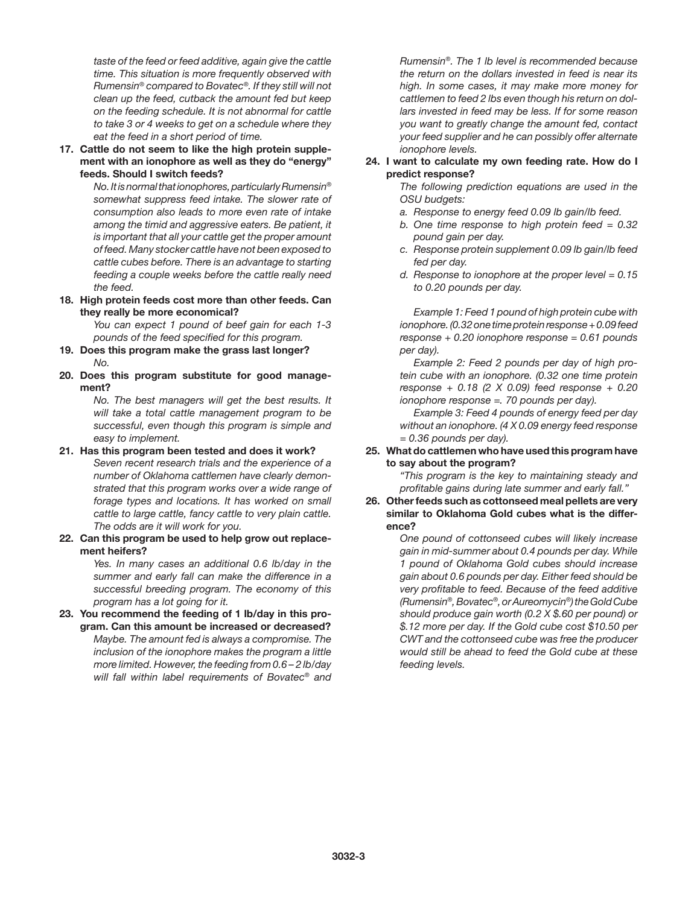*taste of the feed or feed additive, again give the cattle time. This situation is more frequently observed with Rumensin® compared to Bovatec®. If they still will not clean up the feed, cutback the amount fed but keep on the feeding schedule. It is not abnormal for cattle to take 3 or 4 weeks to get on a schedule where they eat the feed in a short period of time.*

**17. Cattle do not seem to like the high protein supplement with an ionophore as well as they do "energy" feeds. Should I switch feeds?**

*No. It is normal that ionophores, particularly Rumensin® somewhat suppress feed intake. The slower rate of consumption also leads to more even rate of intake among the timid and aggressive eaters. Be patient, it is important that all your cattle get the proper amount of feed. Many stocker cattle have not been exposed to cattle cubes before. There is an advantage to starting feeding a couple weeks before the cattle really need the feed.*

**18. High protein feeds cost more than other feeds. Can they really be more economical?**

*You can expect 1 pound of beef gain for each 1-3 pounds of the feed specified for this program.*

**19. Does this program make the grass last longer?**

*No.*

**20. Does this program substitute for good management?**

*No. The best managers will get the best results. It will take a total cattle management program to be successful, even though this program is simple and easy to implement.*

**21. Has this program been tested and does it work?**

*Seven recent research trials and the experience of a number of Oklahoma cattlemen have clearly demonstrated that this program works over a wide range of forage types and locations. It has worked on small cattle to large cattle, fancy cattle to very plain cattle. The odds are it will work for you.*

**22. Can this program be used to help grow out replacement heifers?**

*Yes. In many cases an additional 0.6 lb/day in the summer and early fall can make the difference in a successful breeding program. The economy of this program has a lot going for it.*

**23. You recommend the feeding of 1 lb/day in this program. Can this amount be increased or decreased?**

*Maybe. The amount fed is always a compromise. The inclusion of the ionophore makes the program a little more limited. However, the feeding from 0.6 – 2 lb/day will fall within label requirements of Bovatec® and Rumensin®. The 1 lb level is recommended because the return on the dollars invested in feed is near its high. In some cases, it may make more money for cattlemen to feed 2 lbs even though his return on dollars invested in feed may be less. If for some reason you want to greatly change the amount fed, contact your feed supplier and he can possibly offer alternate ionophore levels.*

**24. I want to calculate my own feeding rate. How do I predict response?**

*The following prediction equations are used in the OSU budgets:*

*a. Response to energy feed 0.09 lb gain/lb feed.*

*b. One time response to high protein feed = 0.32 pound gain per day.*

*c. Response protein supplement 0.09 lb gain/lb feed fed per day.*

*d. Response to ionophore at the proper level = 0.15 to 0.20 pounds per day.*

*Example 1: Feed 1 pound of high protein cube with ionophore. (0.32 one time protein response + 0.09 feed response + 0.20 ionophore response = 0.61 pounds per day).*

*Example 2: Feed 2 pounds per day of high protein cube with an ionophore. (0.32 one time protein response + 0.18 (2 X 0.09) feed response + 0.20 ionophore response =. 70 pounds per day).*

*Example 3: Feed 4 pounds of energy feed per day without an ionophore. (4 X 0.09 energy feed response = 0.36 pounds per day).*

**25. What do cattlemen who have used this program have to say about the program?**

*"This program is the key to maintaining steady and profitable gains during late summer and early fall."*

**26. Other feeds such as cottonseed meal pellets are very similar to Oklahoma Gold cubes what is the difference?**

*One pound of cottonseed cubes will likely increase gain in mid-summer about 0.4 pounds per day. While 1 pound of Oklahoma Gold cubes should increase gain about 0.6 pounds per day. Either feed should be very profitable to feed. Because of the feed additive (Rumensin®, Bovatec®, or Aureomycin®) the Gold Cube should produce gain worth (0.2 X $.60 per pound) or $.12 more per day. If the Gold cube cost $10.50 per CWT and the cottonseed cube was free the producer would still be ahead to feed the Gold cube at these feeding levels.*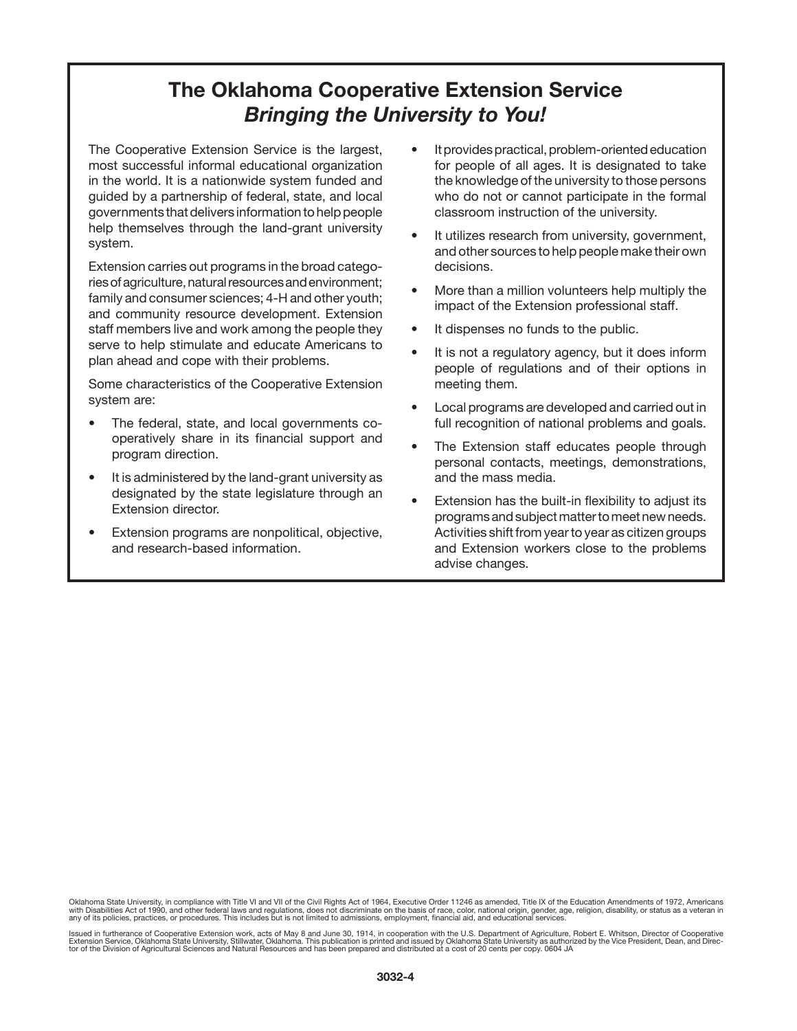# The Oklahoma Cooperative Extension Service
## *Bringing the University to You!*

The Cooperative Extension Service is the largest, most successful informal educational organization in the world. It is a nationwide system funded and guided by a partnership of federal, state, and local governments that delivers information to help people help themselves through the land-grant university system.

Extension carries out programs in the broad categories of agriculture, natural resources and environment; family and consumer sciences; 4-H and other youth; and community resource development. Extension staff members live and work among the people they serve to help stimulate and educate Americans to plan ahead and cope with their problems.

Some characteristics of the Cooperative Extension system are:

- The federal, state, and local governments cooperatively share in its financial support and program direction.
- It is administered by the land-grant university as designated by the state legislature through an Extension director.
- Extension programs are nonpolitical, objective, and research-based information.
- It provides practical, problem-oriented education for people of all ages. It is designated to take the knowledge of the university to those persons who do not or cannot participate in the formal classroom instruction of the university.
- It utilizes research from university, government, and other sources to help people make their own decisions.
- More than a million volunteers help multiply the impact of the Extension professional staff.
- It dispenses no funds to the public.
- It is not a regulatory agency, but it does inform people of regulations and of their options in meeting them.
- Local programs are developed and carried out in full recognition of national problems and goals.
- The Extension staff educates people through personal contacts, meetings, demonstrations, and the mass media.
- Extension has the built-in flexibility to adjust its programs and subject matter to meet new needs. Activities shift from year to year as citizen groups and Extension workers close to the problems advise changes.

Oklahoma State University, in compliance with Title VI and VII of the Civil Rights Act of 1964, Executive Order 11246 as amended, Title IX of the Education Amendments of 1972, Americans with Disabilities Act of 1990, and other federal laws and regulations, does not discriminate on the basis of race, color, national origin, gender, age, religion, disability, or status as a veteran in any of its policies, practices, or procedures. This includes but is not limited to admissions, employment, financial aid, and educational services.

Issued in furtherance of Cooperative Extension work, acts of May 8 and June 30, 1914, in cooperation with the U.S. Department of Agriculture, Robert E. Whitson, Director of Cooperative Extension Service, Oklahoma State University, Stillwater, Oklahoma. This publication is printed and issued by Oklahoma State University as authorized by the Vice President, Dean, and Director of the Division of Agricultural Sciences and Natural Resources and has been prepared and distributed at a cost of 20 cents per copy. 0604 JA

**3032-4**